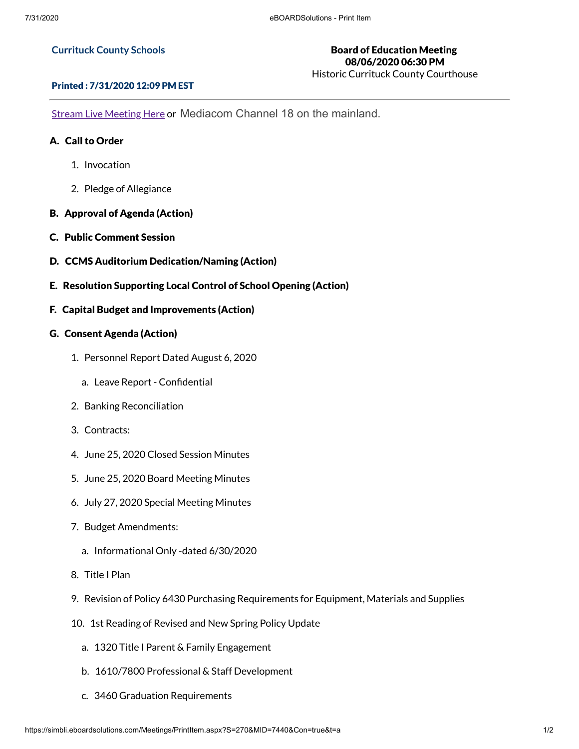**Currickuck County Schools**

**Board of Education Meeting**
**08/06/2020 06:30 PM**
Historic Currituck County Courthouse

**Printed : 7/31/2020 12:09 PM EST**

---

Stream Live Meeting Here or Mediacom Channel 18 on the mainland.

### A. Call to Order

1. Invocation
2. Pledge of Allegiance

### B. Approval of Agenda (Action)

### C. Public Comment Session

### D. CCMS Auditorium Dedication/Naming (Action)

### E. Resolution Supporting Local Control of School Opening (Action)

### F. Capital Budget and Improvements (Action)

### G. Consent Agenda (Action)

1. Personnel Report Dated August 6, 2020
   a. Leave Report - Confidential
2. Banking Reconciliation
3. Contracts:
4. June 25, 2020 Closed Session Minutes
5. June 25, 2020 Board Meeting Minutes
6. July 27, 2020 Special Meeting Minutes
7. Budget Amendments:
   a. Informational Only -dated 6/30/2020
8. Title I Plan
9. Revision of Policy 6430 Purchasing Requirements for Equipment, Materials and Supplies
10. 1st Reading of Revised and New Spring Policy Update
    a. 1320 Title I Parent & Family Engagement
    b. 1610/7800 Professional & Staff Development
    c. 3460 Graduation Requirements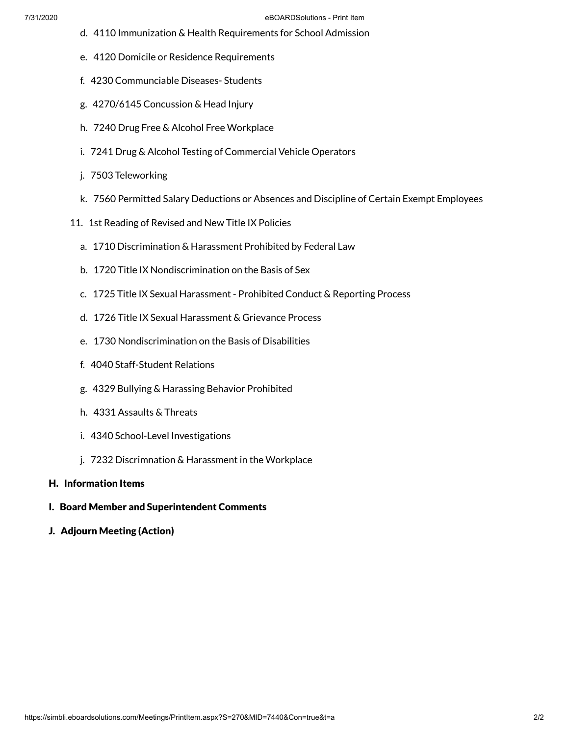d. 4110 Immunization & Health Requirements for School Admission

e. 4120 Domicile or Residence Requirements

f. 4230 Communciable Diseases- Students

g. 4270/6145 Concussion & Head Injury

h. 7240 Drug Free & Alcohol Free Workplace

i. 7241 Drug & Alcohol Testing of Commercial Vehicle Operators

j. 7503 Teleworking

k. 7560 Permitted Salary Deductions or Absences and Discipline of Certain Exempt Employees

11. 1st Reading of Revised and New Title IX Policies

    a. 1710 Discrimination & Harassment Prohibited by Federal Law

    b. 1720 Title IX Nondiscrimination on the Basis of Sex

    c. 1725 Title IX Sexual Harassment - Prohibited Conduct & Reporting Process

    d. 1726 Title IX Sexual Harassment & Grievance Process

    e. 1730 Nondiscrimination on the Basis of Disabilities

    f. 4040 Staff-Student Relations

    g. 4329 Bullying & Harassing Behavior Prohibited

    h. 4331 Assaults & Threats

    i. 4340 School-Level Investigations

    j. 7232 Discrimnation & Harassment in the Workplace

**H. Information Items**

**I. Board Member and Superintendent Comments**

**J. Adjourn Meeting (Action)**